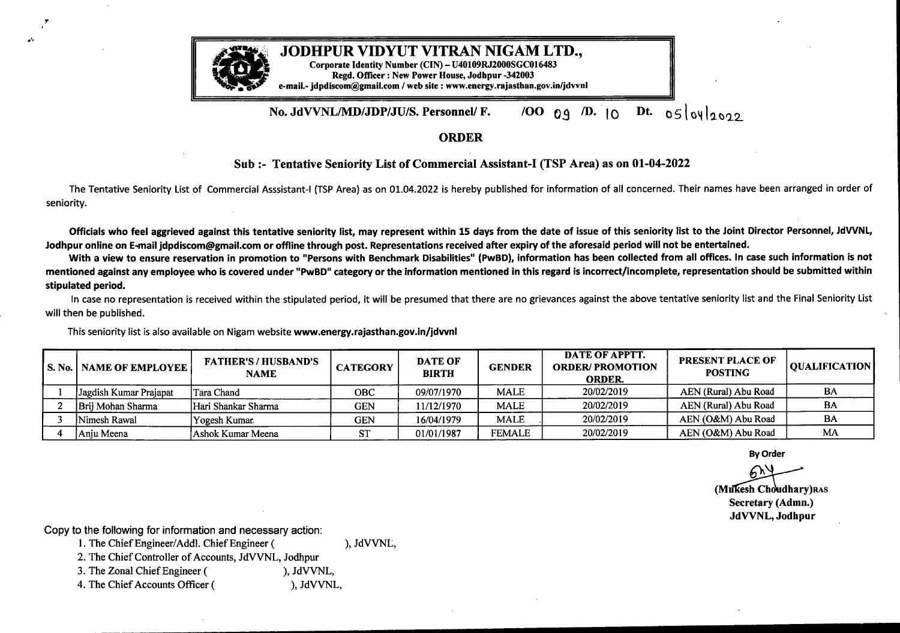# JODHPUR VIDYUT VITRAN NIGAM LTD.,

**Corporate Identity Number (CIN) – U40109RJ2000SGC016483**
**Regd. Officer : New Power House, Jodhpur -342003**
**e-mail.- jdpdiscom@gmail.com / web site : www.energy.rajasthan.gov.in/jdvvnl**

**No. JdVVNL/MD/JDP/JU/S. Personnel/ F. /OO 09 /D. 10 Dt. 05/04/2022**

## ORDER

### Sub :- Tentative Seniority List of Commercial Assistant-I (TSP Area) as on 01-04-2022

The Tentative Seniority List of Commercial Asssistant-I (TSP Area) as on 01.04.2022 is hereby published for information of all concerned. Their names have been arranged in order of seniority.

**Officials who feel aggrieved against this tentative seniority list, may represent within 15 days from the date of issue of this seniority list to the Joint Director Personnel, JdVVNL, Jodhpur online on E-mail jdpdiscom@gmail.com or offline through post. Representations received after expiry of the aforesaid period will not be entertained.**

**With a view to ensure reservation in promotion to "Persons with Benchmark Disabilities" (PwBD), information has been collected from all offices. In case such information is not mentioned against any employee who is covered under "PwBD" category or the information mentioned in this regard is incorrect/incomplete, representation should be submitted within stipulated period.**

In case no representation is received within the stipulated period, it will be presumed that there are no grievances against the above tentative seniority list and the Final Seniority List will then be published.

This seniority list is also available on Nigam website **www.energy.rajasthan.gov.in/jdvvnl**

| S. No. | NAME OF EMPLOYEE | FATHER'S / HUSBAND'S NAME | CATEGORY | DATE OF BIRTH | GENDER | DATE OF APPTT. ORDER/ PROMOTION ORDER. | PRESENT PLACE OF POSTING | QUALIFICATION |
|---|---|---|---|---|---|---|---|---|
| 1 | Jagdish Kumar Prajapat | Tara Chand | OBC | 09/07/1970 | MALE | 20/02/2019 | AEN (Rural) Abu Road | BA |
| 2 | Brij Mohan Sharma | Hari Shankar Sharma | GEN | 11/12/1970 | MALE | 20/02/2019 | AEN (Rural) Abu Road | BA |
| 3 | Nimesh Rawal | Yogesh Kumar | GEN | 16/04/1979 | MALE | 20/02/2019 | AEN (O&M) Abu Road | BA |
| 4 | Anju Meena | Ashok Kumar Meena | ST | 01/01/1987 | FEMALE | 20/02/2019 | AEN (O&M) Abu Road | MA |

**By Order**

**(Mukesh Choudhary)RAS**
**Secretary (Admn.)**
**JdVVNL, Jodhpur**

Copy to the following for information and necessary action:

1. The Chief Engineer/Addl. Chief Engineer ( ), JdVVNL,
2. The Chief Controller of Accounts, JdVVNL, Jodhpur
3. The Zonal Chief Engineer ( ), JdVVNL,
4. The Chief Accounts Officer ( ), JdVVNL,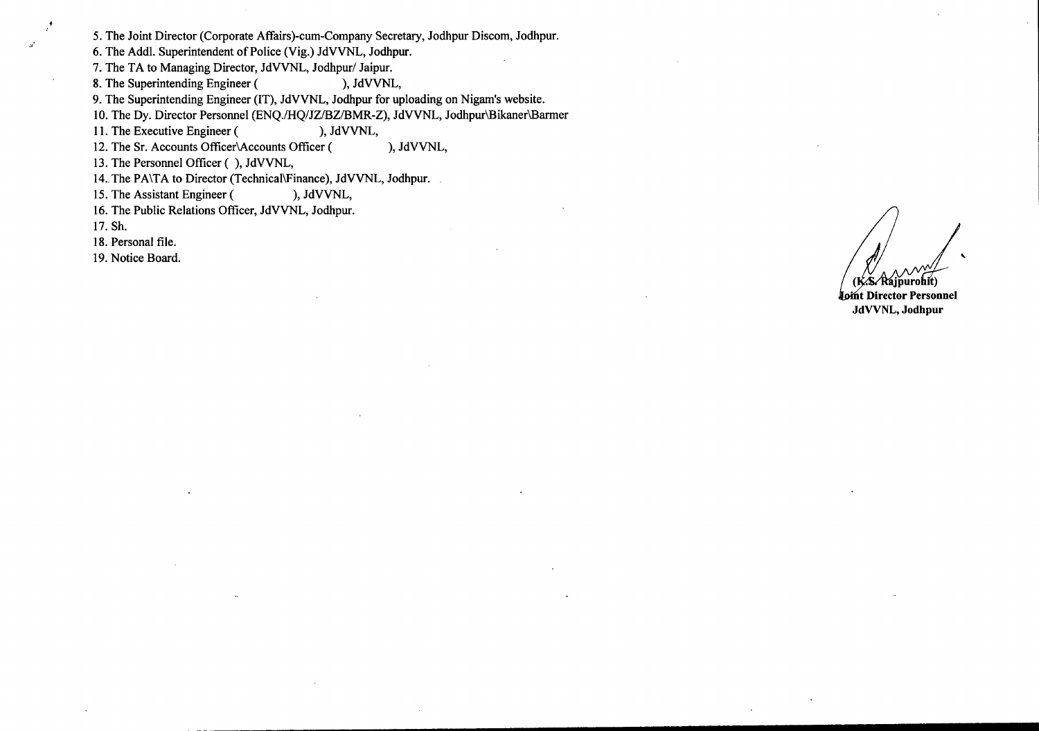5. The Joint Director (Corporate Affairs)-cum-Company Secretary, Jodhpur Discom, Jodhpur.
6. The Addl. Superintendent of Police (Vig.) JdVVNL, Jodhpur.
7. The TA to Managing Director, JdVVNL, Jodhpur/ Jaipur.
8. The Superintending Engineer (                    ), JdVVNL,
9. The Superintending Engineer (IT), JdVVNL, Jodhpur for uploading on Nigam's website.
10. The Dy. Director Personnel (ENQ./HQ/JZ/BZ/BMR-Z), JdVVNL, Jodhpur\Bikaner\Barmer
11. The Executive Engineer (                    ), JdVVNL,
12. The Sr. Accounts Officer\Accounts Officer (              ), JdVVNL,
13. The Personnel Officer ( ), JdVVNL,
14. The PA\TA to Director (Technical\Finance), JdVVNL, Jodhpur.
15. The Assistant Engineer (              ), JdVVNL,
16. The Public Relations Officer, JdVVNL, Jodhpur.
17. Sh.
18. Personal file.
19. Notice Board.

(K.S. Rajpurohit)
**Joint Director Personnel**
**JdVVNL, Jodhpur**